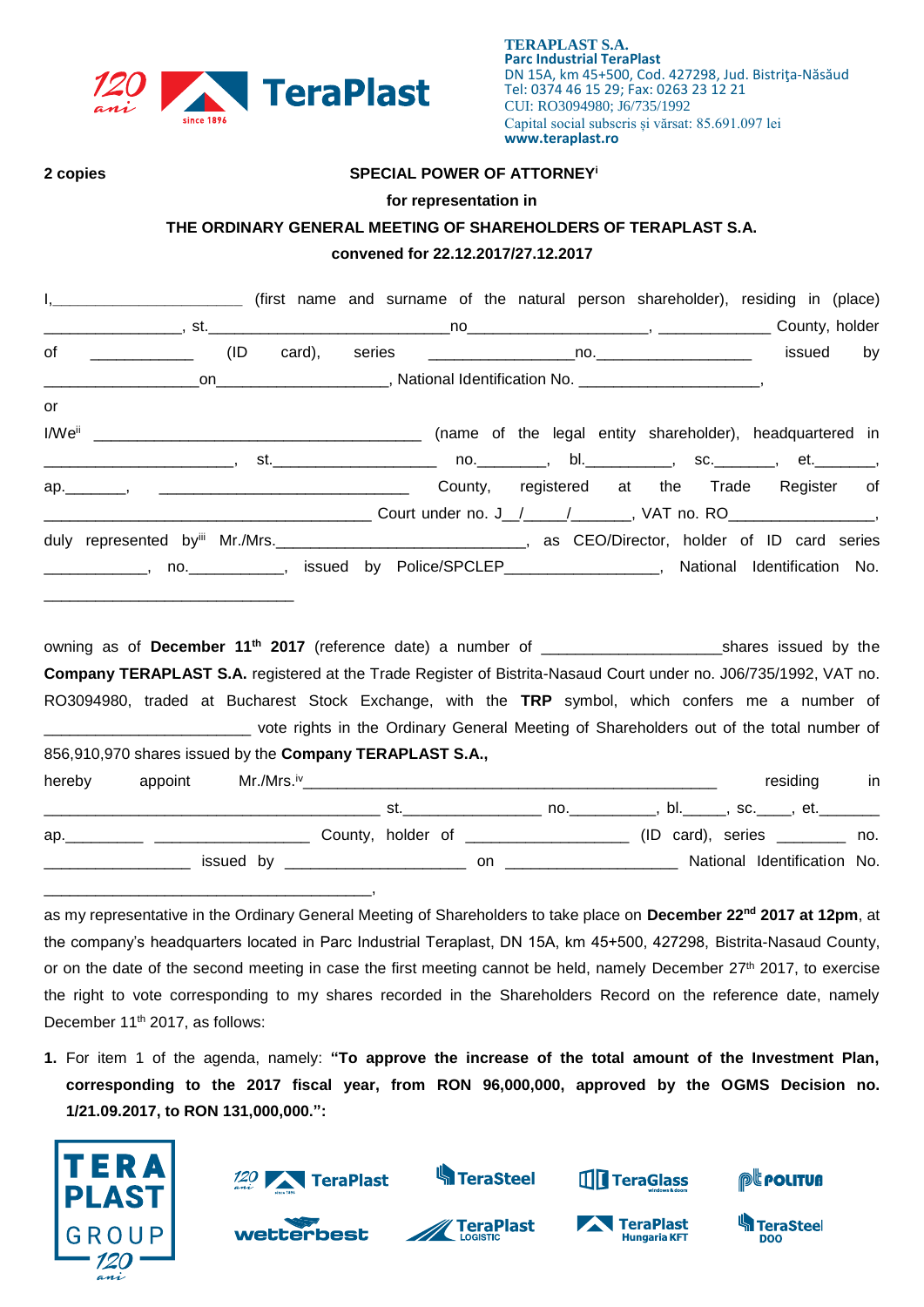TERAPLAST S.A.
Parc Industrial TeraPlast
DN 15A, km 45+500, Cod. 427298, Jud. Bistriţa-Năsăud
Tel: 0374 46 15 29; Fax: 0263 23 12 21
CUI: RO3094980; J6/735/1992
Capital social subscris și vărsat: 85.691.097 lei
www.teraplast.ro

**2 copies**

**SPECIAL POWER OF ATTORNEY**[i]

**for representation in**

**THE ORDINARY GENERAL MEETING OF SHAREHOLDERS OF TERAPLAST S.A.**

**convened for 22.12.2017/27.12.2017**

I,______________________ (first name and surname of the natural person shareholder), residing in (place) ________________, st.____________________________no____________________, _____________ County, holder of ____________ (ID card), series _________________no.__________________ issued by __________________on___________________, National Identification No. _____________________,

or

I/We[ii] _______________________________________ (name of the legal entity shareholder), headquartered in ______________________, st.___________________ no.________, bl.__________, sc._______, et._______, ap._______, ______________________________ County, registered at the Trade Register of ___________________________________ Court under no. J__/_____/_______, VAT no. RO________________, duly represented by[iii] Mr./Mrs.______________________________, as CEO/Director, holder of ID card series ____________, no.___________, issued by Police/SPCLEP__________________, National Identification No. ______________________________

owning as of **December 11th 2017** (reference date) a number of ____________________shares issued by the **Company TERAPLAST S.A.** registered at the Trade Register of Bistrita-Nasaud Court under no. J06/735/1992, VAT no. RO3094980, traded at Bucharest Stock Exchange, with the **TRP** symbol, which confers me a number of _______________________ vote rights in the Ordinary General Meeting of Shareholders out of the total number of 856,910,970 shares issued by the **Company TERAPLAST S.A.,**

hereby appoint Mr./Mrs.[iv]_______________________________________________ residing in ______________________________________ st.________________ no.__________, bl._____, sc.____, et._______ ap._________ __________________ County, holder of __________________ (ID card), series ________ no. _________________ issued by _____________________ on ____________________ National Identification No. _______________________________________,

as my representative in the Ordinary General Meeting of Shareholders to take place on **December 22nd 2017 at 12pm**, at the company's headquarters located in Parc Industrial Teraplast, DN 15A, km 45+500, 427298, Bistrita-Nasaud County, or on the date of the second meeting in case the first meeting cannot be held, namely December 27th 2017, to exercise the right to vote corresponding to my shares recorded in the Shareholders Record on the reference date, namely December 11th 2017, as follows:

1. For item 1 of the agenda, namely: **"To approve the increase of the total amount of the Investment Plan, corresponding to the 2017 fiscal year, from RON 96,000,000, approved by the OGMS Decision no. 1/21.09.2017, to RON 131,000,000.":**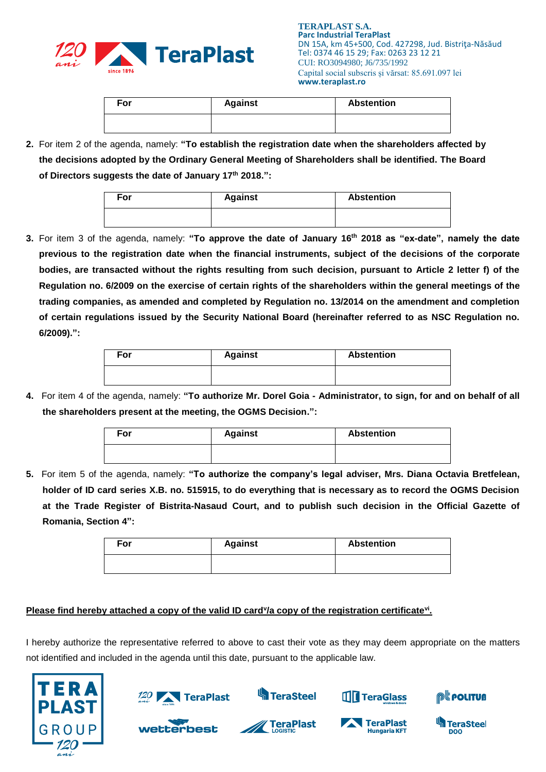| For | Against | Abstention |
|---|---|---|
| | | |

2. For item 2 of the agenda, namely: **"To establish the registration date when the shareholders affected by the decisions adopted by the Ordinary General Meeting of Shareholders shall be identified. The Board of Directors suggests the date of January 17th 2018.":**

| For | Against | Abstention |
|---|---|---|
| | | |

3. For item 3 of the agenda, namely: **"To approve the date of January 16th 2018 as "ex-date", namely the date previous to the registration date when the financial instruments, subject of the decisions of the corporate bodies, are transacted without the rights resulting from such decision, pursuant to Article 2 letter f) of the Regulation no. 6/2009 on the exercise of certain rights of the shareholders within the general meetings of the trading companies, as amended and completed by Regulation no. 13/2014 on the amendment and completion of certain regulations issued by the Security National Board (hereinafter referred to as NSC Regulation no. 6/2009).":**

| For | Against | Abstention |
|---|---|---|
| | | |

4. For item 4 of the agenda, namely: **"To authorize Mr. Dorel Goia - Administrator, to sign, for and on behalf of all the shareholders present at the meeting, the OGMS Decision.":**

| For | Against | Abstention |
|---|---|---|
| | | |

5. For item 5 of the agenda, namely: **"To authorize the company's legal adviser, Mrs. Diana Octavia Bretfelean, holder of ID card series X.B. no. 515915, to do everything that is necessary as to record the OGMS Decision at the Trade Register of Bistrita-Nasaud Court, and to publish such decision in the Official Gazette of Romania, Section 4":**

| For | Against | Abstention |
|---|---|---|
| | | |

**Please find hereby attached a copy of the valid ID card[v]/a copy of the registration certificate[vi].**

I hereby authorize the representative referred to above to cast their vote as they may deem appropriate on the matters not identified and included in the agenda until this date, pursuant to the applicable law.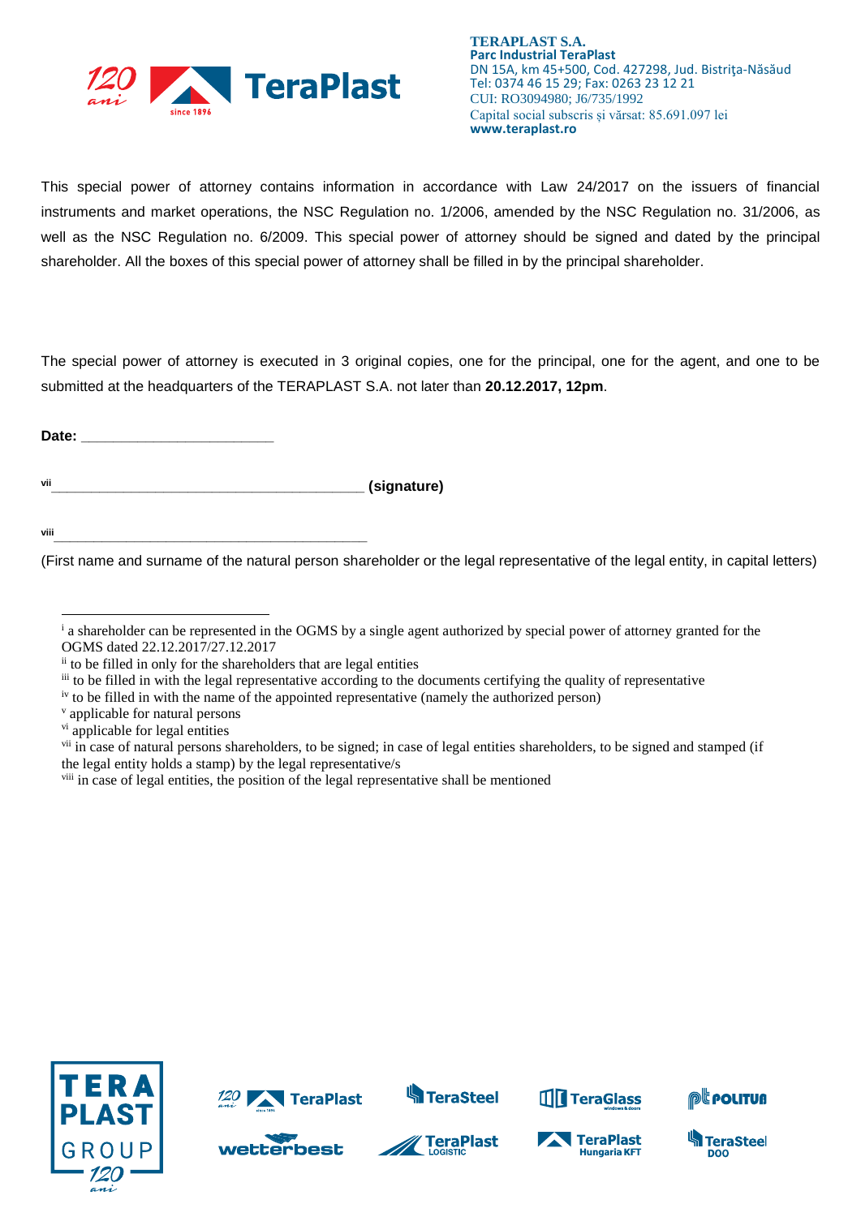This special power of attorney contains information in accordance with Law 24/2017 on the issuers of financial instruments and market operations, the NSC Regulation no. 1/2006, amended by the NSC Regulation no. 31/2006, as well as the NSC Regulation no. 6/2009. This special power of attorney should be signed and dated by the principal shareholder. All the boxes of this special power of attorney shall be filled in by the principal shareholder.

The special power of attorney is executed in 3 original copies, one for the principal, one for the agent, and one to be submitted at the headquarters of the TERAPLAST S.A. not later than **20.12.2017, 12pm**.

**Date: ________________________**

[vii]________________________________________ **(signature)**

[viii]________________________________________

(First name and surname of the natural person shareholder or the legal representative of the legal entity, in capital letters)

---

[i] a shareholder can be represented in the OGMS by a single agent authorized by special power of attorney granted for the OGMS dated 22.12.2017/27.12.2017

[ii] to be filled in only for the shareholders that are legal entities

[iii] to be filled in with the legal representative according to the documents certifying the quality of representative

[iv] to be filled in with the name of the appointed representative (namely the authorized person)

[v] applicable for natural persons

[vi] applicable for legal entities

[vii] in case of natural persons shareholders, to be signed; in case of legal entities shareholders, to be signed and stamped (if the legal entity holds a stamp) by the legal representative/s

[viii] in case of legal entities, the position of the legal representative shall be mentioned